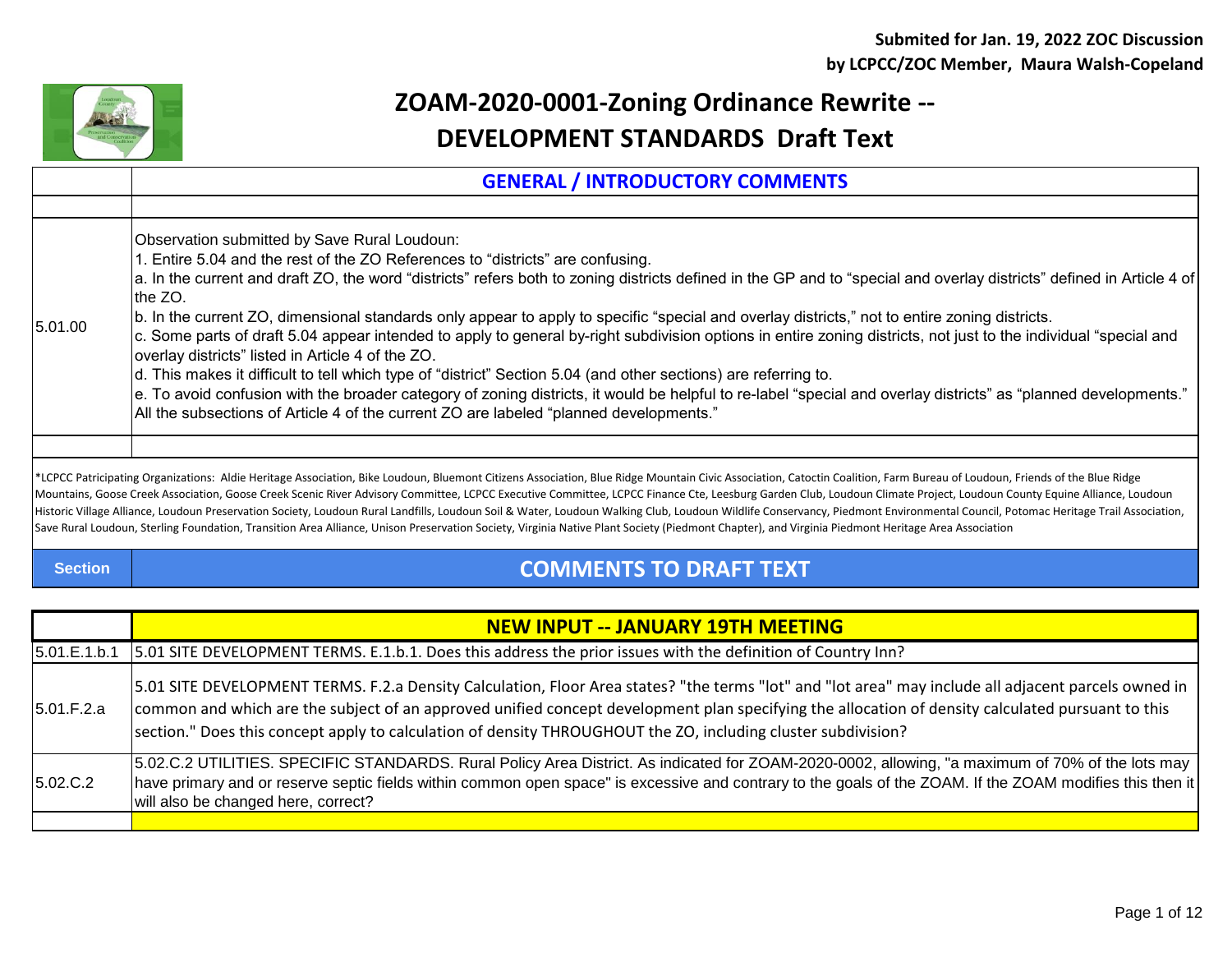**Submited for Jan. 19, 2022 ZOC Discussion**
**by LCPCC/ZOC Member, Maura Walsh-Copeland**

# ZOAM-2020-0001-Zoning Ordinance Rewrite -- DEVELOPMENT STANDARDS Draft Text

| | **GENERAL / INTRODUCTORY COMMENTS** |
|---|---|
| | |
| 5.01.00 | Observation submitted by Save Rural Loudoun:<br>1. Entire 5.04 and the rest of the ZO References to "districts" are confusing.<br>a. In the current and draft ZO, the word "districts" refers both to zoning districts defined in the GP and to "special and overlay districts" defined in Article 4 of the ZO.<br>b. In the current ZO, dimensional standards only appear to apply to specific "special and overlay districts," not to entire zoning districts.<br>c. Some parts of draft 5.04 appear intended to apply to general by-right subdivision options in entire zoning districts, not just to the individual "special and overlay districts" listed in Article 4 of the ZO.<br>d. This makes it difficult to tell which type of "district" Section 5.04 (and other sections) are referring to.<br>e. To avoid confusion with the broader category of zoning districts, it would be helpful to re-label "special and overlay districts" as "planned developments." All the subsections of Article 4 of the current ZO are labeled "planned developments." |
| | |

*LCPCC Patricipating Organizations: Aldie Heritage Association, Bike Loudoun, Bluemont Citizens Association, Blue Ridge Mountain Civic Association, Catoctin Coalition, Farm Bureau of Loudoun, Friends of the Blue Ridge Mountains, Goose Creek Association, Goose Creek Scenic River Advisory Committee, LCPCC Executive Committee, LCPCC Finance Cte, Leesburg Garden Club, Loudoun Climate Project, Loudoun County Equine Alliance, Loudoun Historic Village Alliance, Loudoun Preservation Society, Loudoun Rural Landfills, Loudoun Soil & Water, Loudoun Walking Club, Loudoun Wildlife Conservancy, Piedmont Environmental Council, Potomac Heritage Trail Association, Save Rural Loudoun, Sterling Foundation, Transition Area Alliance, Unison Preservation Society, Virginia Native Plant Society (Piedmont Chapter), and Virginia Piedmont Heritage Area Association

| Section | COMMENTS TO DRAFT TEXT |
|---|---|
| | **NEW INPUT -- JANUARY 19TH MEETING** |
| 5.01.E.1.b.1 | 5.01 SITE DEVELOPMENT TERMS. E.1.b.1. Does this address the prior issues with the definition of Country Inn? |
| 5.01.F.2.a | 5.01 SITE DEVELOPMENT TERMS. F.2.a Density Calculation, Floor Area states? "the terms "lot" and "lot area" may include all adjacent parcels owned in common and which are the subject of an approved unified concept development plan specifying the allocation of density calculated pursuant to this section." Does this concept apply to calculation of density THROUGHOUT the ZO, including cluster subdivision? |
| 5.02.C.2 | 5.02.C.2 UTILITIES. SPECIFIC STANDARDS. Rural Policy Area District. As indicated for ZOAM-2020-0002, allowing, "a maximum of 70% of the lots may have primary and or reserve septic fields within common open space" is excessive and contrary to the goals of the ZOAM. If the ZOAM modifies this then it will also be changed here, correct? |
| | |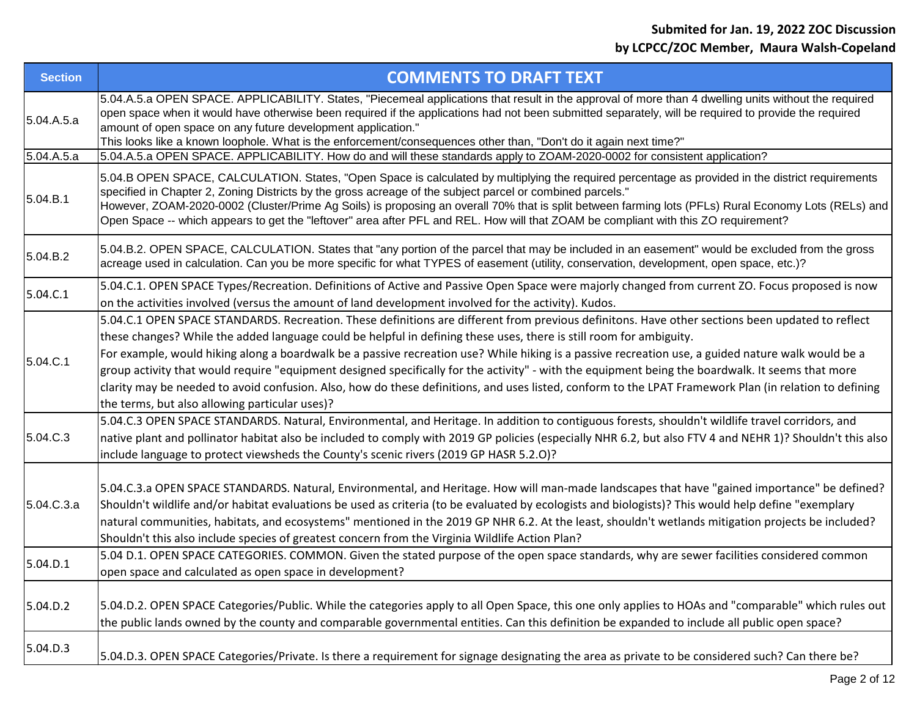**Submited for Jan. 19, 2022 ZOC Discussion**
**by LCPCC/ZOC Member, Maura Walsh-Copeland**

| Section | COMMENTS TO DRAFT TEXT |
|---|---|
| 5.04.A.5.a | 5.04.A.5.a OPEN SPACE. APPLICABILITY. States, "Piecemeal applications that result in the approval of more than 4 dwelling units without the required open space when it would have otherwise been required if the applications had not been submitted separately, will be required to provide the required amount of open space on any future development application." This looks like a known loophole. What is the enforcement/consequences other than, "Don't do it again next time?" |
| 5.04.A.5.a | 5.04.A.5.a OPEN SPACE. APPLICABILITY. How do and will these standards apply to ZOAM-2020-0002 for consistent application? |
| 5.04.B.1 | 5.04.B OPEN SPACE, CALCULATION. States, "Open Space is calculated by multiplying the required percentage as provided in the district requirements specified in Chapter 2, Zoning Districts by the gross acreage of the subject parcel or combined parcels." However, ZOAM-2020-0002 (Cluster/Prime Ag Soils) is proposing an overall 70% that is split between farming lots (PFLs) Rural Economy Lots (RELs) and Open Space -- which appears to get the "leftover" area after PFL and REL. How will that ZOAM be compliant with this ZO requirement? |
| 5.04.B.2 | 5.04.B.2. OPEN SPACE, CALCULATION. States that "any portion of the parcel that may be included in an easement" would be excluded from the gross acreage used in calculation. Can you be more specific for what TYPES of easement (utility, conservation, development, open space, etc.)? |
| 5.04.C.1 | 5.04.C.1. OPEN SPACE Types/Recreation. Definitions of Active and Passive Open Space were majorly changed from current ZO. Focus proposed is now on the activities involved (versus the amount of land development involved for the activity). Kudos. |
| 5.04.C.1 | 5.04.C.1 OPEN SPACE STANDARDS. Recreation. These definitions are different from previous definitons. Have other sections been updated to reflect these changes? While the added language could be helpful in defining these uses, there is still room for ambiguity. For example, would hiking along a boardwalk be a passive recreation use? While hiking is a passive recreation use, a guided nature walk would be a group activity that would require "equipment designed specifically for the activity" - with the equipment being the boardwalk. It seems that more clarity may be needed to avoid confusion. Also, how do these definitions, and uses listed, conform to the LPAT Framework Plan (in relation to defining the terms, but also allowing particular uses)? |
| 5.04.C.3 | 5.04.C.3 OPEN SPACE STANDARDS. Natural, Environmental, and Heritage. In addition to contiguous forests, shouldn't wildlife travel corridors, and native plant and pollinator habitat also be included to comply with 2019 GP policies (especially NHR 6.2, but also FTV 4 and NEHR 1)? Shouldn't this also include language to protect viewsheds the County's scenic rivers (2019 GP HASR 5.2.O)? |
| 5.04.C.3.a | 5.04.C.3.a OPEN SPACE STANDARDS. Natural, Environmental, and Heritage. How will man-made landscapes that have "gained importance" be defined? Shouldn't wildlife and/or habitat evaluations be used as criteria (to be evaluated by ecologists and biologists)? This would help define "exemplary natural communities, habitats, and ecosystems" mentioned in the 2019 GP NHR 6.2. At the least, shouldn't wetlands mitigation projects be included? Shouldn't this also include species of greatest concern from the Virginia Wildlife Action Plan? |
| 5.04.D.1 | 5.04 D.1. OPEN SPACE CATEGORIES. COMMON. Given the stated purpose of the open space standards, why are sewer facilities considered common open space and calculated as open space in development? |
| 5.04.D.2 | 5.04.D.2. OPEN SPACE Categories/Public. While the categories apply to all Open Space, this one only applies to HOAs and "comparable" which rules out the public lands owned by the county and comparable governmental entities. Can this definition be expanded to include all public open space? |
| 5.04.D.3 | 5.04.D.3. OPEN SPACE Categories/Private. Is there a requirement for signage designating the area as private to be considered such? Can there be? |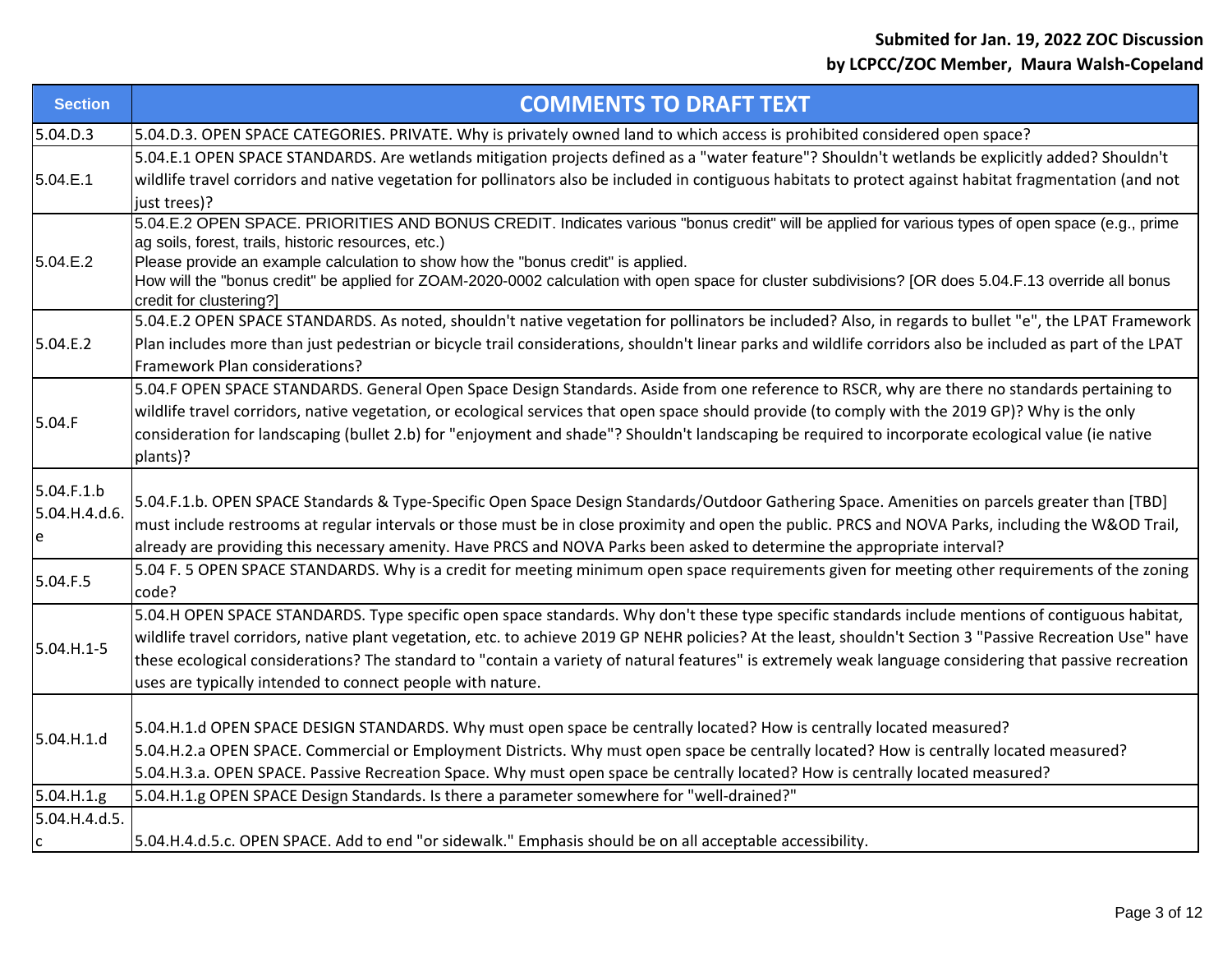**Submited for Jan. 19, 2022 ZOC Discussion**
**by LCPCC/ZOC Member, Maura Walsh-Copeland**

| Section | COMMENTS TO DRAFT TEXT |
|---|---|
| 5.04.D.3 | 5.04.D.3. OPEN SPACE CATEGORIES. PRIVATE. Why is privately owned land to which access is prohibited considered open space? |
| 5.04.E.1 | 5.04.E.1 OPEN SPACE STANDARDS. Are wetlands mitigation projects defined as a "water feature"? Shouldn't wetlands be explicitly added? Shouldn't wildlife travel corridors and native vegetation for pollinators also be included in contiguous habitats to protect against habitat fragmentation (and not just trees)? |
| 5.04.E.2 | 5.04.E.2 OPEN SPACE. PRIORITIES AND BONUS CREDIT. Indicates various "bonus credit" will be applied for various types of open space (e.g., prime ag soils, forest, trails, historic resources, etc.)<br>Please provide an example calculation to show how the "bonus credit" is applied.<br>How will the "bonus credit" be applied for ZOAM-2020-0002 calculation with open space for cluster subdivisions? [OR does 5.04.F.13 override all bonus credit for clustering?] |
| 5.04.E.2 | 5.04.E.2 OPEN SPACE STANDARDS. As noted, shouldn't native vegetation for pollinators be included? Also, in regards to bullet "e", the LPAT Framework Plan includes more than just pedestrian or bicycle trail considerations, shouldn't linear parks and wildlife corridors also be included as part of the LPAT Framework Plan considerations? |
| 5.04.F | 5.04.F OPEN SPACE STANDARDS. General Open Space Design Standards. Aside from one reference to RSCR, why are there no standards pertaining to wildlife travel corridors, native vegetation, or ecological services that open space should provide (to comply with the 2019 GP)? Why is the only consideration for landscaping (bullet 2.b) for "enjoyment and shade"? Shouldn't landscaping be required to incorporate ecological value (ie native plants)? |
| 5.04.F.1.b<br>5.04.H.4.d.6.e | 5.04.F.1.b. OPEN SPACE Standards & Type-Specific Open Space Design Standards/Outdoor Gathering Space. Amenities on parcels greater than [TBD] must include restrooms at regular intervals or those must be in close proximity and open the public. PRCS and NOVA Parks, including the W&OD Trail, already are providing this necessary amenity. Have PRCS and NOVA Parks been asked to determine the appropriate interval? |
| 5.04.F.5 | 5.04 F. 5 OPEN SPACE STANDARDS. Why is a credit for meeting minimum open space requirements given for meeting other requirements of the zoning code? |
| 5.04.H.1-5 | 5.04.H OPEN SPACE STANDARDS. Type specific open space standards. Why don't these type specific standards include mentions of contiguous habitat, wildlife travel corridors, native plant vegetation, etc. to achieve 2019 GP NEHR policies? At the least, shouldn't Section 3 "Passive Recreation Use" have these ecological considerations? The standard to "contain a variety of natural features" is extremely weak language considering that passive recreation uses are typically intended to connect people with nature. |
| 5.04.H.1.d | 5.04.H.1.d OPEN SPACE DESIGN STANDARDS. Why must open space be centrally located? How is centrally located measured?<br>5.04.H.2.a OPEN SPACE. Commercial or Employment Districts. Why must open space be centrally located? How is centrally located measured?<br>5.04.H.3.a. OPEN SPACE. Passive Recreation Space. Why must open space be centrally located? How is centrally located measured? |
| 5.04.H.1.g | 5.04.H.1.g OPEN SPACE Design Standards. Is there a parameter somewhere for "well-drained?" |
| 5.04.H.4.d.5.c | 5.04.H.4.d.5.c. OPEN SPACE. Add to end "or sidewalk." Emphasis should be on all acceptable accessibility. |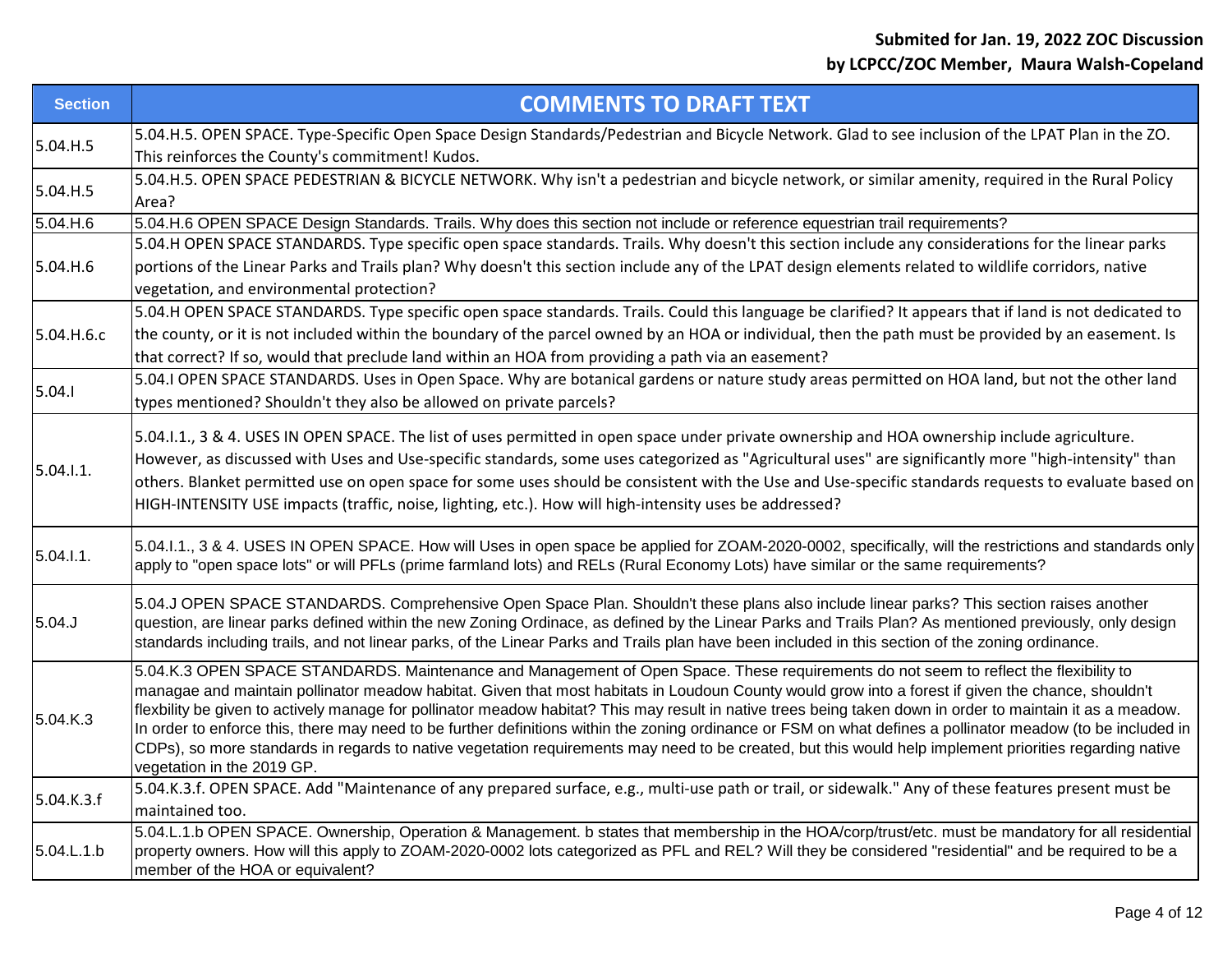**Submited for Jan. 19, 2022 ZOC Discussion**
**by LCPCC/ZOC Member, Maura Walsh-Copeland**

| Section | COMMENTS TO DRAFT TEXT |
|---|---|
| 5.04.H.5 | 5.04.H.5. OPEN SPACE. Type-Specific Open Space Design Standards/Pedestrian and Bicycle Network. Glad to see inclusion of the LPAT Plan in the ZO. This reinforces the County's commitment! Kudos. |
| 5.04.H.5 | 5.04.H.5. OPEN SPACE PEDESTRIAN & BICYCLE NETWORK. Why isn't a pedestrian and bicycle network, or similar amenity, required in the Rural Policy Area? |
| 5.04.H.6 | 5.04.H.6 OPEN SPACE Design Standards. Trails. Why does this section not include or reference equestrian trail requirements? |
| 5.04.H.6 | 5.04.H OPEN SPACE STANDARDS. Type specific open space standards. Trails. Why doesn't this section include any considerations for the linear parks portions of the Linear Parks and Trails plan? Why doesn't this section include any of the LPAT design elements related to wildlife corridors, native vegetation, and environmental protection? |
| 5.04.H.6.c | 5.04.H OPEN SPACE STANDARDS. Type specific open space standards. Trails. Could this language be clarified? It appears that if land is not dedicated to the county, or it is not included within the boundary of the parcel owned by an HOA or individual, then the path must be provided by an easement. Is that correct? If so, would that preclude land within an HOA from providing a path via an easement? |
| 5.04.I | 5.04.I OPEN SPACE STANDARDS. Uses in Open Space. Why are botanical gardens or nature study areas permitted on HOA land, but not the other land types mentioned? Shouldn't they also be allowed on private parcels? |
| 5.04.I.1. | 5.04.I.1., 3 & 4. USES IN OPEN SPACE. The list of uses permitted in open space under private ownership and HOA ownership include agriculture. However, as discussed with Uses and Use-specific standards, some uses categorized as "Agricultural uses" are significantly more "high-intensity" than others. Blanket permitted use on open space for some uses should be consistent with the Use and Use-specific standards requests to evaluate based on HIGH-INTENSITY USE impacts (traffic, noise, lighting, etc.). How will high-intensity uses be addressed? |
| 5.04.I.1. | 5.04.I.1., 3 & 4. USES IN OPEN SPACE. How will Uses in open space be applied for ZOAM-2020-0002, specifically, will the restrictions and standards only apply to "open space lots" or will PFLs (prime farmland lots) and RELs (Rural Economy Lots) have similar or the same requirements? |
| 5.04.J | 5.04.J OPEN SPACE STANDARDS. Comprehensive Open Space Plan. Shouldn't these plans also include linear parks? This section raises another question, are linear parks defined within the new Zoning Ordinace, as defined by the Linear Parks and Trails Plan? As mentioned previously, only design standards including trails, and not linear parks, of the Linear Parks and Trails plan have been included in this section of the zoning ordinance. |
| 5.04.K.3 | 5.04.K.3 OPEN SPACE STANDARDS. Maintenance and Management of Open Space. These requirements do not seem to reflect the flexibility to managae and maintain pollinator meadow habitat. Given that most habitats in Loudoun County would grow into a forest if given the chance, shouldn't flexbility be given to actively manage for pollinator meadow habitat? This may result in native trees being taken down in order to maintain it as a meadow. In order to enforce this, there may need to be further definitions within the zoning ordinance or FSM on what defines a pollinator meadow (to be included in CDPs), so more standards in regards to native vegetation requirements may need to be created, but this would help implement priorities regarding native vegetation in the 2019 GP. |
| 5.04.K.3.f | 5.04.K.3.f. OPEN SPACE. Add "Maintenance of any prepared surface, e.g., multi-use path or trail, or sidewalk." Any of these features present must be maintained too. |
| 5.04.L.1.b | 5.04.L.1.b OPEN SPACE. Ownership, Operation & Management. b states that membership in the HOA/corp/trust/etc. must be mandatory for all residential property owners. How will this apply to ZOAM-2020-0002 lots categorized as PFL and REL? Will they be considered "residential" and be required to be a member of the HOA or equivalent? |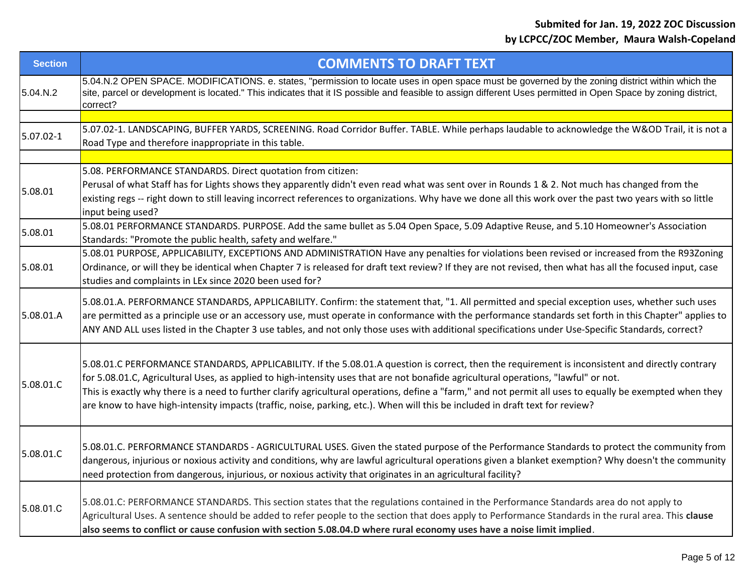**Submited for Jan. 19, 2022 ZOC Discussion**
**by LCPCC/ZOC Member, Maura Walsh-Copeland**

| Section | COMMENTS TO DRAFT TEXT |
|---|---|
| 5.04.N.2 | 5.04.N.2 OPEN SPACE. MODIFICATIONS. e. states, "permission to locate uses in open space must be governed by the zoning district within which the site, parcel or development is located." This indicates that it IS possible and feasible to assign different Uses permitted in Open Space by zoning district, correct? |
| | |
| 5.07.02-1 | 5.07.02-1. LANDSCAPING, BUFFER YARDS, SCREENING. Road Corridor Buffer. TABLE. While perhaps laudable to acknowledge the W&OD Trail, it is not a Road Type and therefore inappropriate in this table. |
| | |
| 5.08.01 | 5.08. PERFORMANCE STANDARDS. Direct quotation from citizen: Perusal of what Staff has for Lights shows they apparently didn't even read what was sent over in Rounds 1 & 2. Not much has changed from the existing regs -- right down to still leaving incorrect references to organizations. Why have we done all this work over the past two years with so little input being used? |
| 5.08.01 | 5.08.01 PERFORMANCE STANDARDS. PURPOSE. Add the same bullet as 5.04 Open Space, 5.09 Adaptive Reuse, and 5.10 Homeowner's Association Standards: "Promote the public health, safety and welfare." |
| 5.08.01 | 5.08.01 PURPOSE, APPLICABILITY, EXCEPTIONS AND ADMINISTRATION Have any penalties for violations been revised or increased from the R93Zoning Ordinance, or will they be identical when Chapter 7 is released for draft text review? If they are not revised, then what has all the focused input, case studies and complaints in LEx since 2020 been used for? |
| 5.08.01.A | 5.08.01.A. PERFORMANCE STANDARDS, APPLICABILITY. Confirm: the statement that, "1. All permitted and special exception uses, whether such uses are permitted as a principle use or an accessory use, must operate in conformance with the performance standards set forth in this Chapter" applies to ANY AND ALL uses listed in the Chapter 3 use tables, and not only those uses with additional specifications under Use-Specific Standards, correct? |
| 5.08.01.C | 5.08.01.C PERFORMANCE STANDARDS, APPLICABILITY. If the 5.08.01.A question is correct, then the requirement is inconsistent and directly contrary for 5.08.01.C, Agricultural Uses, as applied to high-intensity uses that are not bonafide agricultural operations, "lawful" or not. This is exactly why there is a need to further clarify agricultural operations, define a "farm," and not permit all uses to equally be exempted when they are know to have high-intensity impacts (traffic, noise, parking, etc.). When will this be included in draft text for review? |
| 5.08.01.C | 5.08.01.C. PERFORMANCE STANDARDS - AGRICULTURAL USES. Given the stated purpose of the Performance Standards to protect the community from dangerous, injurious or noxious activity and conditions, why are lawful agricultural operations given a blanket exemption? Why doesn't the community need protection from dangerous, injurious, or noxious activity that originates in an agricultural facility? |
| 5.08.01.C | 5.08.01.C: PERFORMANCE STANDARDS. This section states that the regulations contained in the Performance Standards area do not apply to Agricultural Uses. A sentence should be added to refer people to the section that does apply to Performance Standards in the rural area. This **clause also seems to conflict or cause confusion with section 5.08.04.D where rural economy uses have a noise limit implied**. |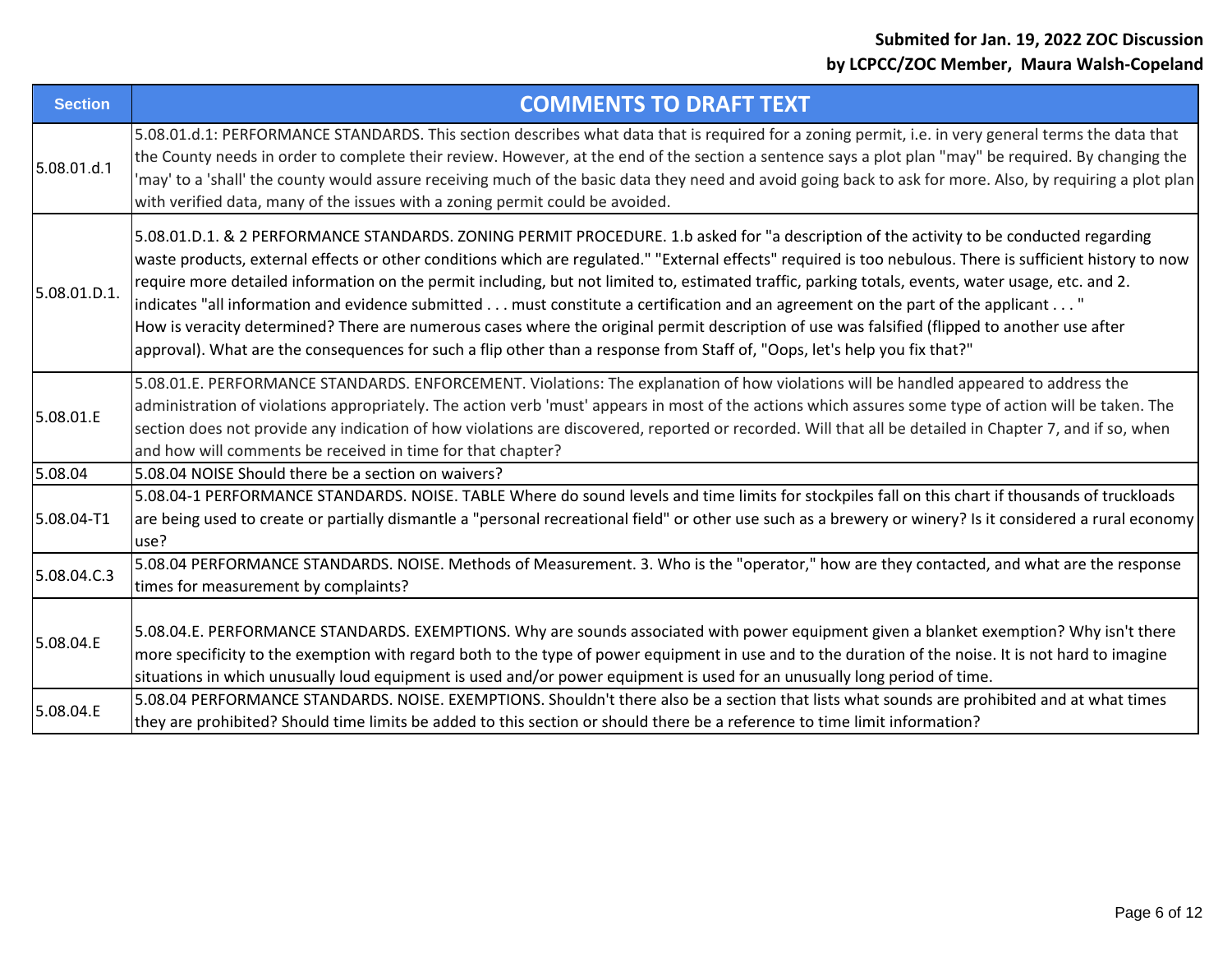**Submited for Jan. 19, 2022 ZOC Discussion**
**by LCPCC/ZOC Member, Maura Walsh-Copeland**

| Section | COMMENTS TO DRAFT TEXT |
|---|---|
| 5.08.01.d.1 | 5.08.01.d.1: PERFORMANCE STANDARDS. This section describes what data that is required for a zoning permit, i.e. in very general terms the data that the County needs in order to complete their review. However, at the end of the section a sentence says a plot plan "may" be required. By changing the 'may' to a 'shall' the county would assure receiving much of the basic data they need and avoid going back to ask for more. Also, by requiring a plot plan with verified data, many of the issues with a zoning permit could be avoided. |
| 5.08.01.D.1. | 5.08.01.D.1. & 2 PERFORMANCE STANDARDS. ZONING PERMIT PROCEDURE. 1.b asked for "a description of the activity to be conducted regarding waste products, external effects or other conditions which are regulated." "External effects" required is too nebulous. There is sufficient history to now require more detailed information on the permit including, but not limited to, estimated traffic, parking totals, events, water usage, etc. and 2. indicates "all information and evidence submitted . . . must constitute a certification and an agreement on the part of the applicant . . . " How is veracity determined? There are numerous cases where the original permit description of use was falsified (flipped to another use after approval). What are the consequences for such a flip other than a response from Staff of, "Oops, let's help you fix that?" |
| 5.08.01.E | 5.08.01.E. PERFORMANCE STANDARDS. ENFORCEMENT. Violations: The explanation of how violations will be handled appeared to address the administration of violations appropriately. The action verb 'must' appears in most of the actions which assures some type of action will be taken. The section does not provide any indication of how violations are discovered, reported or recorded. Will that all be detailed in Chapter 7, and if so, when and how will comments be received in time for that chapter? |
| 5.08.04 | 5.08.04 NOISE Should there be a section on waivers? |
| 5.08.04-T1 | 5.08.04-1 PERFORMANCE STANDARDS. NOISE. TABLE Where do sound levels and time limits for stockpiles fall on this chart if thousands of truckloads are being used to create or partially dismantle a "personal recreational field" or other use such as a brewery or winery? Is it considered a rural economy use? |
| 5.08.04.C.3 | 5.08.04 PERFORMANCE STANDARDS. NOISE. Methods of Measurement. 3. Who is the "operator," how are they contacted, and what are the response times for measurement by complaints? |
| 5.08.04.E | 5.08.04.E. PERFORMANCE STANDARDS. EXEMPTIONS. Why are sounds associated with power equipment given a blanket exemption? Why isn't there more specificity to the exemption with regard both to the type of power equipment in use and to the duration of the noise. It is not hard to imagine situations in which unusually loud equipment is used and/or power equipment is used for an unusually long period of time. |
| 5.08.04.E | 5.08.04 PERFORMANCE STANDARDS. NOISE. EXEMPTIONS. Shouldn't there also be a section that lists what sounds are prohibited and at what times they are prohibited? Should time limits be added to this section or should there be a reference to time limit information? |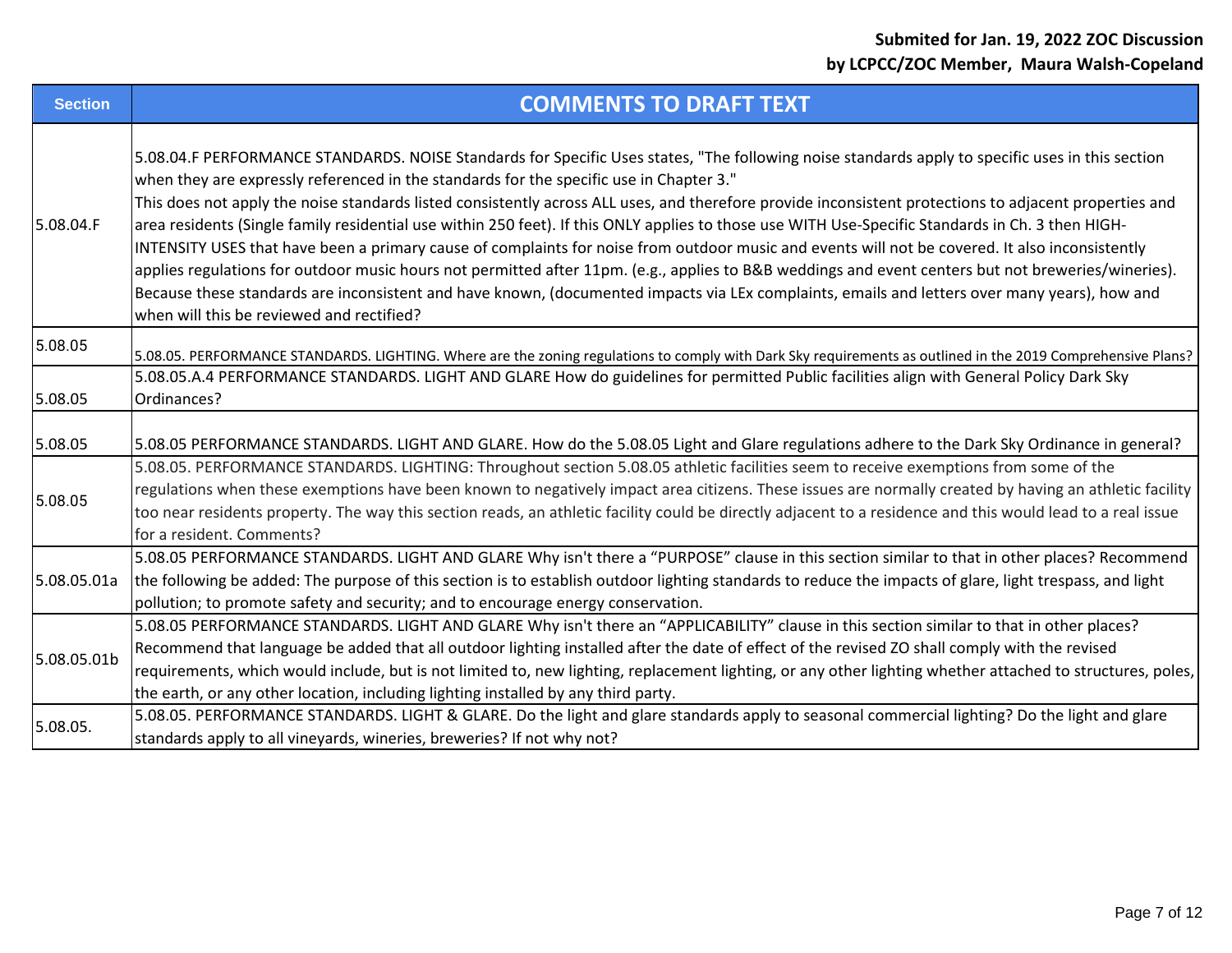**Submited for Jan. 19, 2022 ZOC Discussion**
**by LCPCC/ZOC Member, Maura Walsh-Copeland**

| Section | COMMENTS TO DRAFT TEXT |
|---|---|
| 5.08.04.F | 5.08.04.F PERFORMANCE STANDARDS. NOISE Standards for Specific Uses states, "The following noise standards apply to specific uses in this section when they are expressly referenced in the standards for the specific use in Chapter 3." This does not apply the noise standards listed consistently across ALL uses, and therefore provide inconsistent protections to adjacent properties and area residents (Single family residential use within 250 feet). If this ONLY applies to those use WITH Use-Specific Standards in Ch. 3 then HIGH-INTENSITY USES that have been a primary cause of complaints for noise from outdoor music and events will not be covered. It also inconsistently applies regulations for outdoor music hours not permitted after 11pm. (e.g., applies to B&B weddings and event centers but not breweries/wineries). Because these standards are inconsistent and have known, (documented impacts via LEx complaints, emails and letters over many years), how and when will this be reviewed and rectified? |
| 5.08.05 | 5.08.05. PERFORMANCE STANDARDS. LIGHTING. Where are the zoning regulations to comply with Dark Sky requirements as outlined in the 2019 Comprehensive Plans? |
| 5.08.05 | 5.08.05.A.4 PERFORMANCE STANDARDS. LIGHT AND GLARE How do guidelines for permitted Public facilities align with General Policy Dark Sky Ordinances? |
| 5.08.05 | 5.08.05 PERFORMANCE STANDARDS. LIGHT AND GLARE. How do the 5.08.05 Light and Glare regulations adhere to the Dark Sky Ordinance in general? |
| 5.08.05 | 5.08.05. PERFORMANCE STANDARDS. LIGHTING: Throughout section 5.08.05 athletic facilities seem to receive exemptions from some of the regulations when these exemptions have been known to negatively impact area citizens. These issues are normally created by having an athletic facility too near residents property. The way this section reads, an athletic facility could be directly adjacent to a residence and this would lead to a real issue for a resident. Comments? |
| 5.08.05.01a | 5.08.05 PERFORMANCE STANDARDS. LIGHT AND GLARE Why isn't there a "PURPOSE" clause in this section similar to that in other places? Recommend the following be added: The purpose of this section is to establish outdoor lighting standards to reduce the impacts of glare, light trespass, and light pollution; to promote safety and security; and to encourage energy conservation. |
| 5.08.05.01b | 5.08.05 PERFORMANCE STANDARDS. LIGHT AND GLARE Why isn't there an "APPLICABILITY" clause in this section similar to that in other places? Recommend that language be added that all outdoor lighting installed after the date of effect of the revised ZO shall comply with the revised requirements, which would include, but is not limited to, new lighting, replacement lighting, or any other lighting whether attached to structures, poles, the earth, or any other location, including lighting installed by any third party. |
| 5.08.05. | 5.08.05. PERFORMANCE STANDARDS. LIGHT & GLARE. Do the light and glare standards apply to seasonal commercial lighting? Do the light and glare standards apply to all vineyards, wineries, breweries? If not why not? |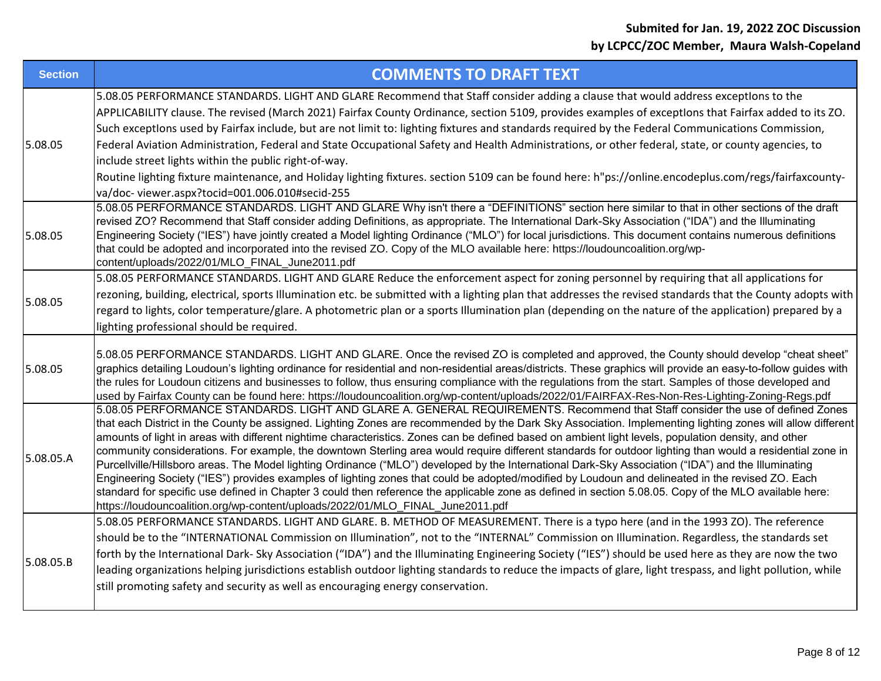**Submited for Jan. 19, 2022 ZOC Discussion**
**by LCPCC/ZOC Member, Maura Walsh-Copeland**

| Section | COMMENTS TO DRAFT TEXT |
|---|---|
| 5.08.05 | 5.08.05 PERFORMANCE STANDARDS. LIGHT AND GLARE Recommend that Staff consider adding a clause that would address exceptIons to the APPLICABILITY clause. The revised (March 2021) Fairfax County Ordinance, section 5109, provides examples of exceptIons that Fairfax added to its ZO. Such exceptIons used by Fairfax include, but are not limit to: lighting fixtures and standards required by the Federal Communications Commission, Federal Aviation Administration, Federal and State Occupational Safety and Health Administrations, or other federal, state, or county agencies, to include street lights within the public right-of-way.<br>Routine lighting fixture maintenance, and Holiday lighting fixtures. section 5109 can be found here: h"ps://online.encodeplus.com/regs/fairfaxcounty-va/doc- viewer.aspx?tocid=001.006.010#secid-255 |
| 5.08.05 | 5.08.05 PERFORMANCE STANDARDS. LIGHT AND GLARE Why isn't there a "DEFINITIONS" section here similar to that in other sections of the draft revised ZO? Recommend that Staff consider adding Definitions, as appropriate. The International Dark-Sky Association ("IDA") and the Illuminating Engineering Society ("IES") have jointly created a Model lighting Ordinance ("MLO") for local jurisdictions. This document contains numerous definitions that could be adopted and incorporated into the revised ZO. Copy of the MLO available here: https://loudouncoalition.org/wp-content/uploads/2022/01/MLO_FINAL_June2011.pdf |
| 5.08.05 | 5.08.05 PERFORMANCE STANDARDS. LIGHT AND GLARE Reduce the enforcement aspect for zoning personnel by requiring that all applications for rezoning, building, electrical, sports Illumination etc. be submitted with a lighting plan that addresses the revised standards that the County adopts with regard to lights, color temperature/glare. A photometric plan or a sports Illumination plan (depending on the nature of the application) prepared by a lighting professional should be required. |
| 5.08.05 | 5.08.05 PERFORMANCE STANDARDS. LIGHT AND GLARE. Once the revised ZO is completed and approved, the County should develop "cheat sheet" graphics detailing Loudoun's lighting ordinance for residential and non-residential areas/districts. These graphics will provide an easy-to-follow guides with the rules for Loudoun citizens and businesses to follow, thus ensuring compliance with the regulations from the start. Samples of those developed and used by Fairfax County can be found here: https://loudouncoalition.org/wp-content/uploads/2022/01/FAIRFAX-Res-Non-Res-Lighting-Zoning-Regs.pdf |
| 5.08.05.A | 5.08.05 PERFORMANCE STANDARDS. LIGHT AND GLARE A. GENERAL REQUIREMENTS. Recommend that Staff consider the use of defined Zones that each District in the County be assigned. Lighting Zones are recommended by the Dark Sky Association. Implementing lighting zones will allow different amounts of light in areas with different nightime characteristics. Zones can be defined based on ambient light levels, population density, and other community considerations. For example, the downtown Sterling area would require different standards for outdoor lighting than would a residential zone in Purcellville/Hillsboro areas. The Model lighting Ordinance ("MLO") developed by the International Dark-Sky Association ("IDA") and the Illuminating Engineering Society ("IES") provides examples of lighting zones that could be adopted/modified by Loudoun and delineated in the revised ZO. Each standard for specific use defined in Chapter 3 could then reference the applicable zone as defined in section 5.08.05. Copy of the MLO available here: https://loudouncoalition.org/wp-content/uploads/2022/01/MLO_FINAL_June2011.pdf |
| 5.08.05.B | 5.08.05 PERFORMANCE STANDARDS. LIGHT AND GLARE. B. METHOD OF MEASUREMENT. There is a typo here (and in the 1993 ZO). The reference should be to the "INTERNATIONAL Commission on Illumination", not to the "INTERNAL" Commission on Illumination. Regardless, the standards set forth by the International Dark- Sky Association ("IDA") and the Illuminating Engineering Society ("IES") should be used here as they are now the two leading organizations helping jurisdictions establish outdoor lighting standards to reduce the impacts of glare, light trespass, and light pollution, while still promoting safety and security as well as encouraging energy conservation. |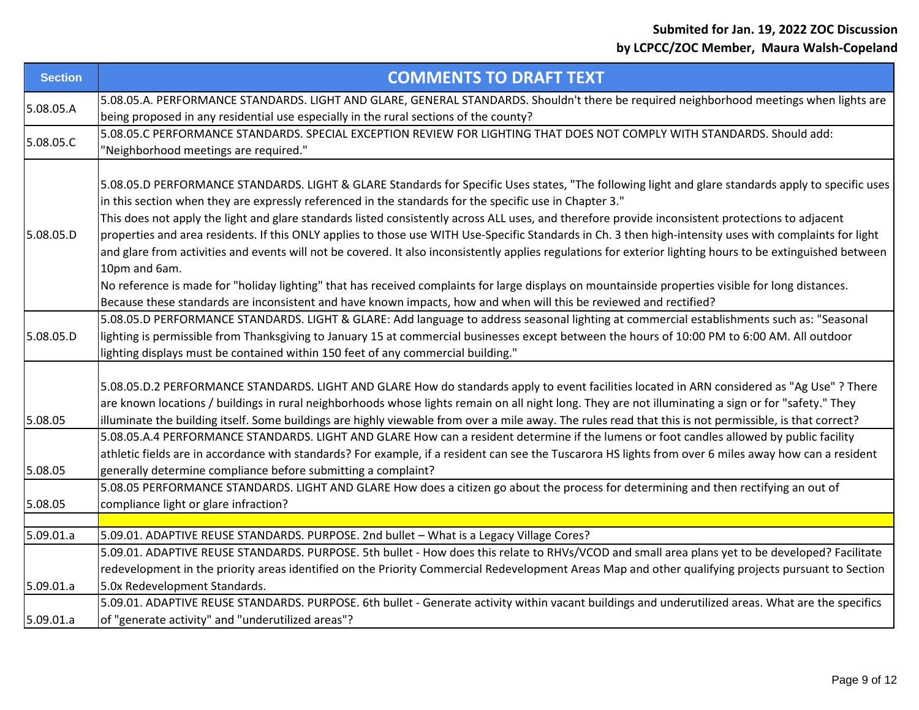**Submited for Jan. 19, 2022 ZOC Discussion**
**by LCPCC/ZOC Member, Maura Walsh-Copeland**

| Section | COMMENTS TO DRAFT TEXT |
|---|---|
| 5.08.05.A | 5.08.05.A. PERFORMANCE STANDARDS. LIGHT AND GLARE, GENERAL STANDARDS. Shouldn't there be required neighborhood meetings when lights are being proposed in any residential use especially in the rural sections of the county? |
| 5.08.05.C | 5.08.05.C PERFORMANCE STANDARDS. SPECIAL EXCEPTION REVIEW FOR LIGHTING THAT DOES NOT COMPLY WITH STANDARDS. Should add: "Neighborhood meetings are required." |
| 5.08.05.D | 5.08.05.D PERFORMANCE STANDARDS. LIGHT & GLARE Standards for Specific Uses states, "The following light and glare standards apply to specific uses in this section when they are expressly referenced in the standards for the specific use in Chapter 3." This does not apply the light and glare standards listed consistently across ALL uses, and therefore provide inconsistent protections to adjacent properties and area residents. If this ONLY applies to those use WITH Use-Specific Standards in Ch. 3 then high-intensity uses with complaints for light and glare from activities and events will not be covered. It also inconsistently applies regulations for exterior lighting hours to be extinguished between 10pm and 6am. No reference is made for "holiday lighting" that has received complaints for large displays on mountainside properties visible for long distances. Because these standards are inconsistent and have known impacts, how and when will this be reviewed and rectified? |
| 5.08.05.D | 5.08.05.D PERFORMANCE STANDARDS. LIGHT & GLARE: Add language to address seasonal lighting at commercial establishments such as: "Seasonal lighting is permissible from Thanksgiving to January 15 at commercial businesses except between the hours of 10:00 PM to 6:00 AM. All outdoor lighting displays must be contained within 150 feet of any commercial building." |
| 5.08.05 | 5.08.05.D.2 PERFORMANCE STANDARDS. LIGHT AND GLARE How do standards apply to event facilities located in ARN considered as "Ag Use" ? There are known locations / buildings in rural neighborhoods whose lights remain on all night long. They are not illuminating a sign or for "safety." They illuminate the building itself. Some buildings are highly viewable from over a mile away. The rules read that this is not permissible, is that correct? |
| 5.08.05 | 5.08.05.A.4 PERFORMANCE STANDARDS. LIGHT AND GLARE How can a resident determine if the lumens or foot candles allowed by public facility athletic fields are in accordance with standards? For example, if a resident can see the Tuscarora HS lights from over 6 miles away how can a resident generally determine compliance before submitting a complaint? |
| 5.08.05 | 5.08.05 PERFORMANCE STANDARDS. LIGHT AND GLARE How does a citizen go about the process for determining and then rectifying an out of compliance light or glare infraction? |
| | |
| 5.09.01.a | 5.09.01. ADAPTIVE REUSE STANDARDS. PURPOSE. 2nd bullet – What is a Legacy Village Cores? |
| 5.09.01.a | 5.09.01. ADAPTIVE REUSE STANDARDS. PURPOSE. 5th bullet - How does this relate to RHVs/VCOD and small area plans yet to be developed? Facilitate redevelopment in the priority areas identified on the Priority Commercial Redevelopment Areas Map and other qualifying projects pursuant to Section 5.0x Redevelopment Standards. |
| 5.09.01.a | 5.09.01. ADAPTIVE REUSE STANDARDS. PURPOSE. 6th bullet - Generate activity within vacant buildings and underutilized areas. What are the specifics of "generate activity" and "underutilized areas"? |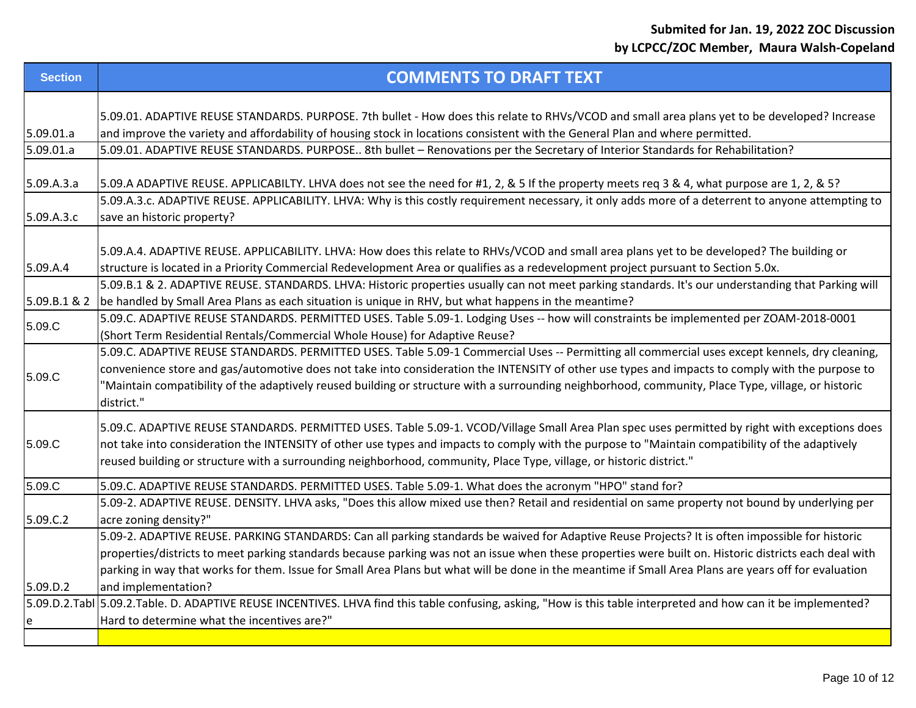**Submited for Jan. 19, 2022 ZOC Discussion**
**by LCPCC/ZOC Member, Maura Walsh-Copeland**

| Section | COMMENTS TO DRAFT TEXT |
|---|---|
| 5.09.01.a | 5.09.01. ADAPTIVE REUSE STANDARDS. PURPOSE. 7th bullet - How does this relate to RHVs/VCOD and small area plans yet to be developed? Increase and improve the variety and affordability of housing stock in locations consistent with the General Plan and where permitted. |
| 5.09.01.a | 5.09.01. ADAPTIVE REUSE STANDARDS. PURPOSE.. 8th bullet – Renovations per the Secretary of Interior Standards for Rehabilitation? |
| 5.09.A.3.a | 5.09.A ADAPTIVE REUSE. APPLICABILTY. LHVA does not see the need for #1, 2, & 5 If the property meets req 3 & 4, what purpose are 1, 2, & 5? |
| 5.09.A.3.c | 5.09.A.3.c. ADAPTIVE REUSE. APPLICABILITY. LHVA: Why is this costly requirement necessary, it only adds more of a deterrent to anyone attempting to save an historic property? |
| 5.09.A.4 | 5.09.A.4. ADAPTIVE REUSE. APPLICABILITY. LHVA: How does this relate to RHVs/VCOD and small area plans yet to be developed? The building or structure is located in a Priority Commercial Redevelopment Area or qualifies as a redevelopment project pursuant to Section 5.0x. |
| 5.09.B.1 & 2 | 5.09.B.1 & 2. ADAPTIVE REUSE. STANDARDS. LHVA: Historic properties usually can not meet parking standards. It's our understanding that Parking will be handled by Small Area Plans as each situation is unique in RHV, but what happens in the meantime? |
| 5.09.C | 5.09.C. ADAPTIVE REUSE STANDARDS. PERMITTED USES. Table 5.09-1. Lodging Uses -- how will constraints be implemented per ZOAM-2018-0001 (Short Term Residential Rentals/Commercial Whole House) for Adaptive Reuse? |
| 5.09.C | 5.09.C. ADAPTIVE REUSE STANDARDS. PERMITTED USES. Table 5.09-1 Commercial Uses -- Permitting all commercial uses except kennels, dry cleaning, convenience store and gas/automotive does not take into consideration the INTENSITY of other use types and impacts to comply with the purpose to "Maintain compatibility of the adaptively reused building or structure with a surrounding neighborhood, community, Place Type, village, or historic district." |
| 5.09.C | 5.09.C. ADAPTIVE REUSE STANDARDS. PERMITTED USES. Table 5.09-1. VCOD/Village Small Area Plan spec uses permitted by right with exceptions does not take into consideration the INTENSITY of other use types and impacts to comply with the purpose to "Maintain compatibility of the adaptively reused building or structure with a surrounding neighborhood, community, Place Type, village, or historic district." |
| 5.09.C | 5.09.C. ADAPTIVE REUSE STANDARDS. PERMITTED USES. Table 5.09-1. What does the acronym "HPO" stand for? |
| 5.09.C.2 | 5.09-2. ADAPTIVE REUSE. DENSITY. LHVA asks, "Does this allow mixed use then? Retail and residential on same property not bound by underlying per acre zoning density?" |
| 5.09.D.2 | 5.09-2. ADAPTIVE REUSE. PARKING STANDARDS: Can all parking standards be waived for Adaptive Reuse Projects? It is often impossible for historic properties/districts to meet parking standards because parking was not an issue when these properties were built on. Historic districts each deal with parking in way that works for them. Issue for Small Area Plans but what will be done in the meantime if Small Area Plans are years off for evaluation and implementation? |
| 5.09.D.2.Table | 5.09.2.Table. D. ADAPTIVE REUSE INCENTIVES. LHVA find this table confusing, asking, "How is this table interpreted and how can it be implemented? Hard to determine what the incentives are?" |
| | |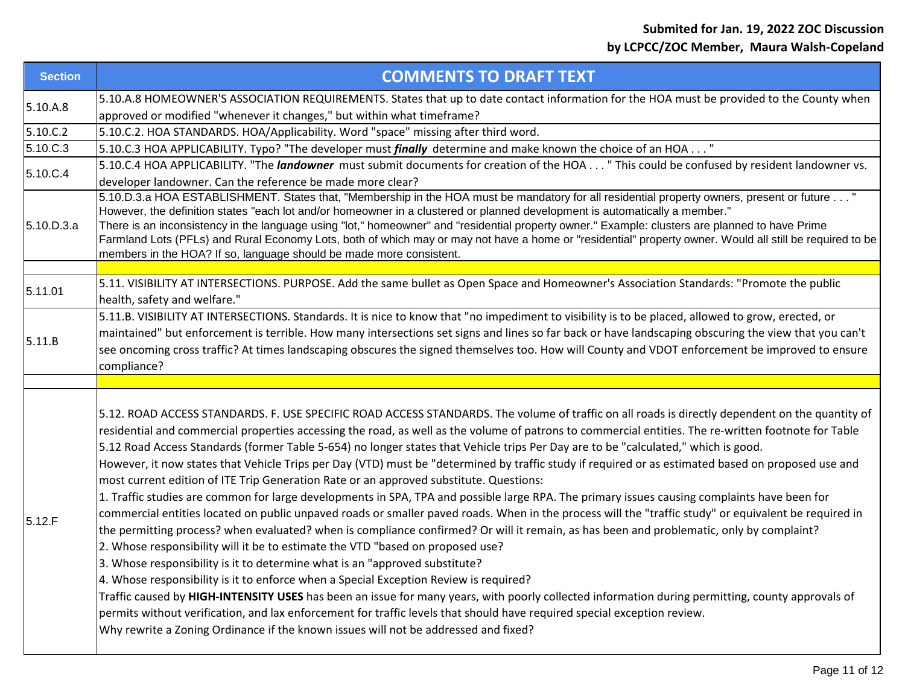**Submited for Jan. 19, 2022 ZOC Discussion**
**by LCPCC/ZOC Member, Maura Walsh-Copeland**

| Section | COMMENTS TO DRAFT TEXT |
|---|---|
| 5.10.A.8 | 5.10.A.8 HOMEOWNER'S ASSOCIATION REQUIREMENTS. States that up to date contact information for the HOA must be provided to the County when approved or modified "whenever it changes," but within what timeframe? |
| 5.10.C.2 | 5.10.C.2. HOA STANDARDS. HOA/Applicability. Word "space" missing after third word. |
| 5.10.C.3 | 5.10.C.3 HOA APPLICABILITY. Typo? "The developer must ***finally*** determine and make known the choice of an HOA . . . " |
| 5.10.C.4 | 5.10.C.4 HOA APPLICABILITY. "The ***landowner*** must submit documents for creation of the HOA . . . " This could be confused by resident landowner vs. developer landowner. Can the reference be made more clear? |
| 5.10.D.3.a | 5.10.D.3.a HOA ESTABLISHMENT. States that, "Membership in the HOA must be mandatory for all residential property owners, present or future . . . " However, the definition states "each lot and/or homeowner in a clustered or planned development is automatically a member." There is an inconsistency in the language using "lot," homeowner" and "residential property owner." Example: clusters are planned to have Prime Farmland Lots (PFLs) and Rural Economy Lots, both of which may or may not have a home or "residential" property owner. Would all still be required to be members in the HOA? If so, language should be made more consistent. |
| | |
| 5.11.01 | 5.11. VISIBILITY AT INTERSECTIONS. PURPOSE. Add the same bullet as Open Space and Homeowner's Association Standards: "Promote the public health, safety and welfare." |
| 5.11.B | 5.11.B. VISIBILITY AT INTERSECTIONS. Standards. It is nice to know that "no impediment to visibility is to be placed, allowed to grow, erected, or maintained" but enforcement is terrible. How many intersections set signs and lines so far back or have landscaping obscuring the view that you can't see oncoming cross traffic? At times landscaping obscures the signed themselves too. How will County and VDOT enforcement be improved to ensure compliance? |
| | |
| 5.12.F | 5.12. ROAD ACCESS STANDARDS. F. USE SPECIFIC ROAD ACCESS STANDARDS. The volume of traffic on all roads is directly dependent on the quantity of residential and commercial properties accessing the road, as well as the volume of patrons to commercial entities. The re-written footnote for Table 5.12 Road Access Standards (former Table 5-654) no longer states that Vehicle trips Per Day are to be "calculated," which is good.<br>However, it now states that Vehicle Trips per Day (VTD) must be "determined by traffic study if required or as estimated based on proposed use and most current edition of ITE Trip Generation Rate or an approved substitute. Questions:<br>1. Traffic studies are common for large developments in SPA, TPA and possible large RPA. The primary issues causing complaints have been for commercial entities located on public unpaved roads or smaller paved roads. When in the process will the "traffic study" or equivalent be required in the permitting process? when evaluated? when is compliance confirmed? Or will it remain, as has been and problematic, only by complaint?<br>2. Whose responsibility will it be to estimate the VTD "based on proposed use?<br>3. Whose responsibility is it to determine what is an "approved substitute?<br>4. Whose responsibility is it to enforce when a Special Exception Review is required?<br>Traffic caused by **HIGH-INTENSITY USES** has been an issue for many years, with poorly collected information during permitting, county approvals of permits without verification, and lax enforcement for traffic levels that should have required special exception review.<br>Why rewrite a Zoning Ordinance if the known issues will not be addressed and fixed? |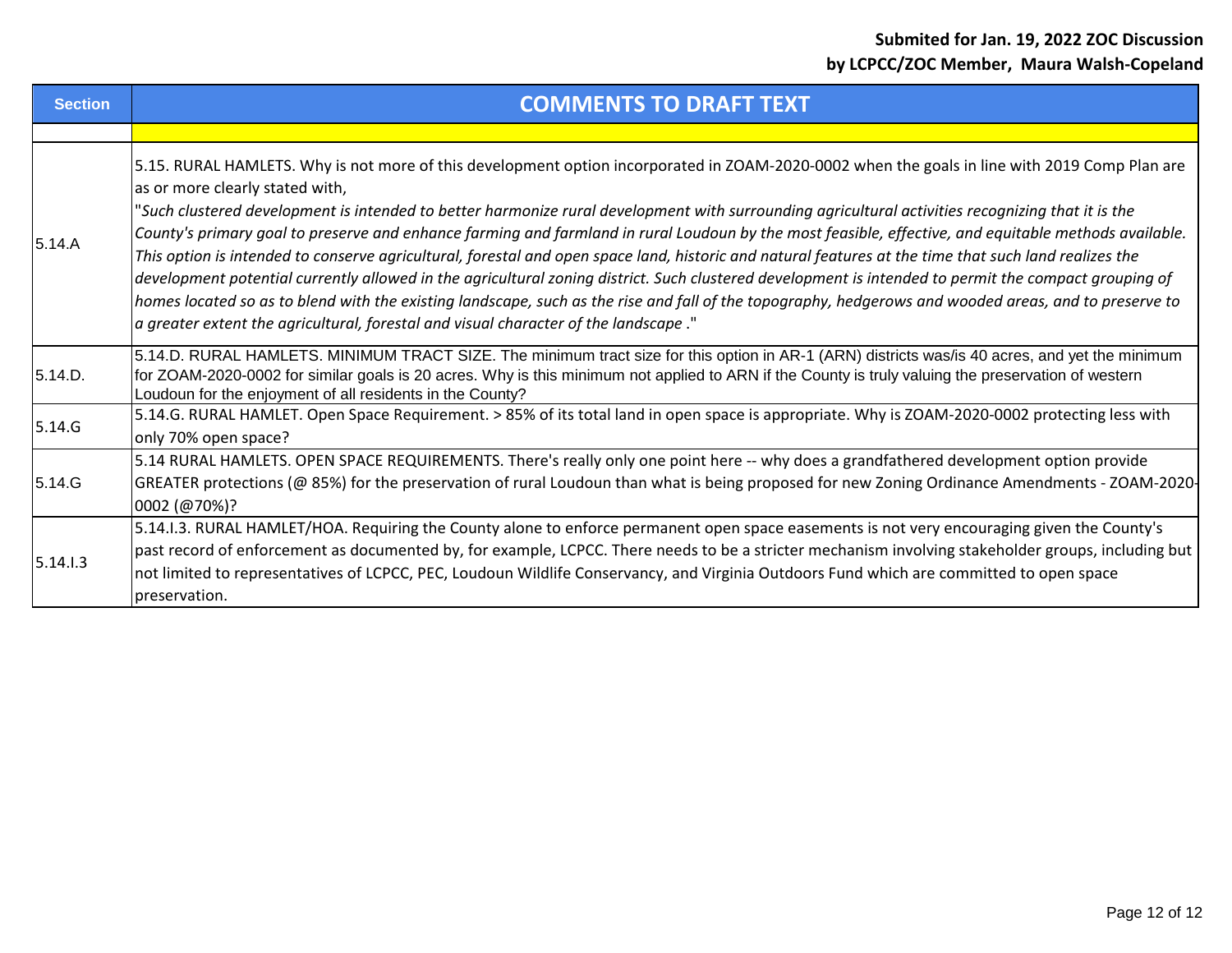**Submited for Jan. 19, 2022 ZOC Discussion**
**by LCPCC/ZOC Member, Maura Walsh-Copeland**

| Section | COMMENTS TO DRAFT TEXT |
|---|---|
| | |
| 5.14.A | 5.15. RURAL HAMLETS. Why is not more of this development option incorporated in ZOAM-2020-0002 when the goals in line with 2019 Comp Plan are as or more clearly stated with, "*Such clustered development is intended to better harmonize rural development with surrounding agricultural activities recognizing that it is the County's primary goal to preserve and enhance farming and farmland in rural Loudoun by the most feasible, effective, and equitable methods available. This option is intended to conserve agricultural, forestal and open space land, historic and natural features at the time that such land realizes the development potential currently allowed in the agricultural zoning district. Such clustered development is intended to permit the compact grouping of homes located so as to blend with the existing landscape, such as the rise and fall of the topography, hedgerows and wooded areas, and to preserve to a greater extent the agricultural, forestal and visual character of the landscape* ." |
| 5.14.D. | 5.14.D. RURAL HAMLETS. MINIMUM TRACT SIZE. The minimum tract size for this option in AR-1 (ARN) districts was/is 40 acres, and yet the minimum for ZOAM-2020-0002 for similar goals is 20 acres. Why is this minimum not applied to ARN if the County is truly valuing the preservation of western Loudoun for the enjoyment of all residents in the County? |
| 5.14.G | 5.14.G. RURAL HAMLET. Open Space Requirement. > 85% of its total land in open space is appropriate. Why is ZOAM-2020-0002 protecting less with only 70% open space? |
| 5.14.G | 5.14 RURAL HAMLETS. OPEN SPACE REQUIREMENTS. There's really only one point here -- why does a grandfathered development option provide GREATER protections (@ 85%) for the preservation of rural Loudoun than what is being proposed for new Zoning Ordinance Amendments - ZOAM-2020-0002 (@70%)? |
| 5.14.I.3 | 5.14.I.3. RURAL HAMLET/HOA. Requiring the County alone to enforce permanent open space easements is not very encouraging given the County's past record of enforcement as documented by, for example, LCPCC. There needs to be a stricter mechanism involving stakeholder groups, including but not limited to representatives of LCPCC, PEC, Loudoun Wildlife Conservancy, and Virginia Outdoors Fund which are committed to open space preservation. |